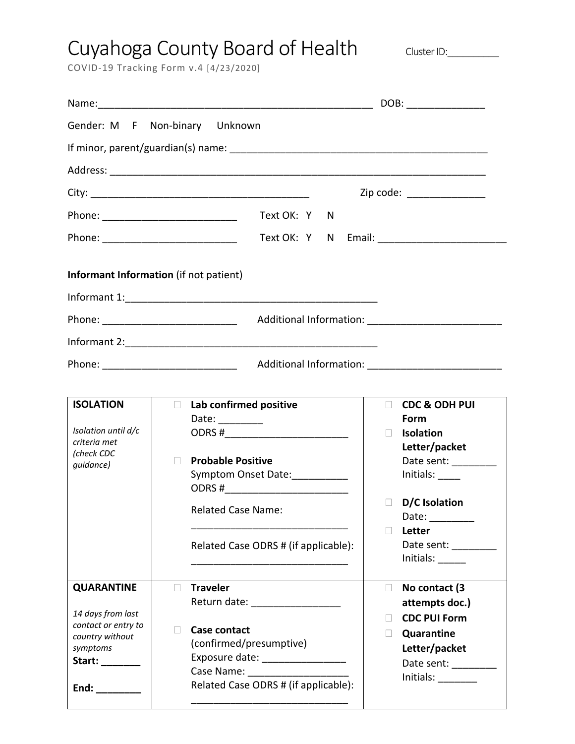# Cuyahoga County Board of Health

Cluster ID:__________

COVID-19 Tracking Form v.4 [4/23/2020]

Name:__________________________________________________ DOB: ______________

Gender: M F Non-binary Unknown

If minor, parent/guardian(s) name: ______________________________________________

Address: _____________________________________________________________________

City: ________________________________________ Zip code: ______________

Phone: ________________________ Text OK: Y N

Phone: ________________________ Text OK: Y N Email: _______________________

**Informant Information** (if not patient)

Informant 1:_____________________________________________

Phone: ________________________ Additional Information: ________________________

Informant 2:_____________________________________________

Phone: ________________________ Additional Information: ________________________

| | | |
|---|---|---|
| **ISOLATION**<br><br>*Isolation until d/c criteria met (check CDC guidance)* | ☐ **Lab confirmed positive**<br>Date: ________<br>ODRS #______________________<br><br>☐ **Probable Positive**<br>Symptom Onset Date:__________<br>ODRS #______________________<br><br>Related Case Name:<br>____________________________<br><br>Related Case ODRS # (if applicable):<br>____________________________ | ☐ **CDC & ODH PUI Form**<br>☐ **Isolation Letter/packet**<br>Date sent: ________<br>Initials: ____<br><br>☐ **D/C Isolation**<br>Date: ________<br>☐ **Letter**<br>Date sent: ________<br>Initials: _____ |
| **QUARANTINE**<br><br>*14 days from last contact or entry to country without symptoms*<br>**Start: _______**<br><br>**End: ________** | ☐ **Traveler**<br>Return date: ________________<br><br>☐ **Case contact** (confirmed/presumptive)<br>Exposure date: _______________<br>Case Name: ___________________<br>Related Case ODRS # (if applicable):<br>____________________________ | ☐ **No contact (3 attempts doc.)**<br>☐ **CDC PUI Form**<br>☐ **Quarantine Letter/packet**<br>Date sent: ________<br>Initials: _______ |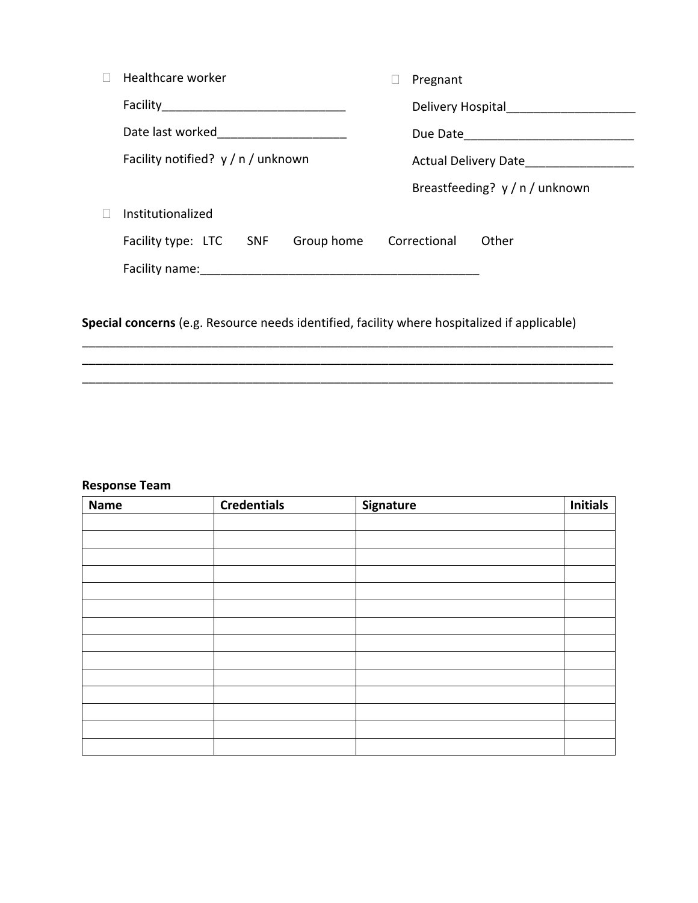- [ ] Healthcare worker

  Facility___________________________

  Date last worked___________________

  Facility notified? y / n / unknown

- [ ] Pregnant

  Delivery Hospital___________________

  Due Date_________________________

  Actual Delivery Date________________

  Breastfeeding? y / n / unknown

- [ ] Institutionalized

  Facility type: LTC SNF Group home Correctional Other

  Facility name:_________________________________________

**Special concerns** (e.g. Resource needs identified, facility where hospitalized if applicable)
________________________________________________________________________________
________________________________________________________________________________
________________________________________________________________________________

**Response Team**

| Name | Credentials | Signature | Initials |
|---|---|---|---|
| | | | |
| | | | |
| | | | |
| | | | |
| | | | |
| | | | |
| | | | |
| | | | |
| | | | |
| | | | |
| | | | |
| | | | |
| | | | |
| | | | |